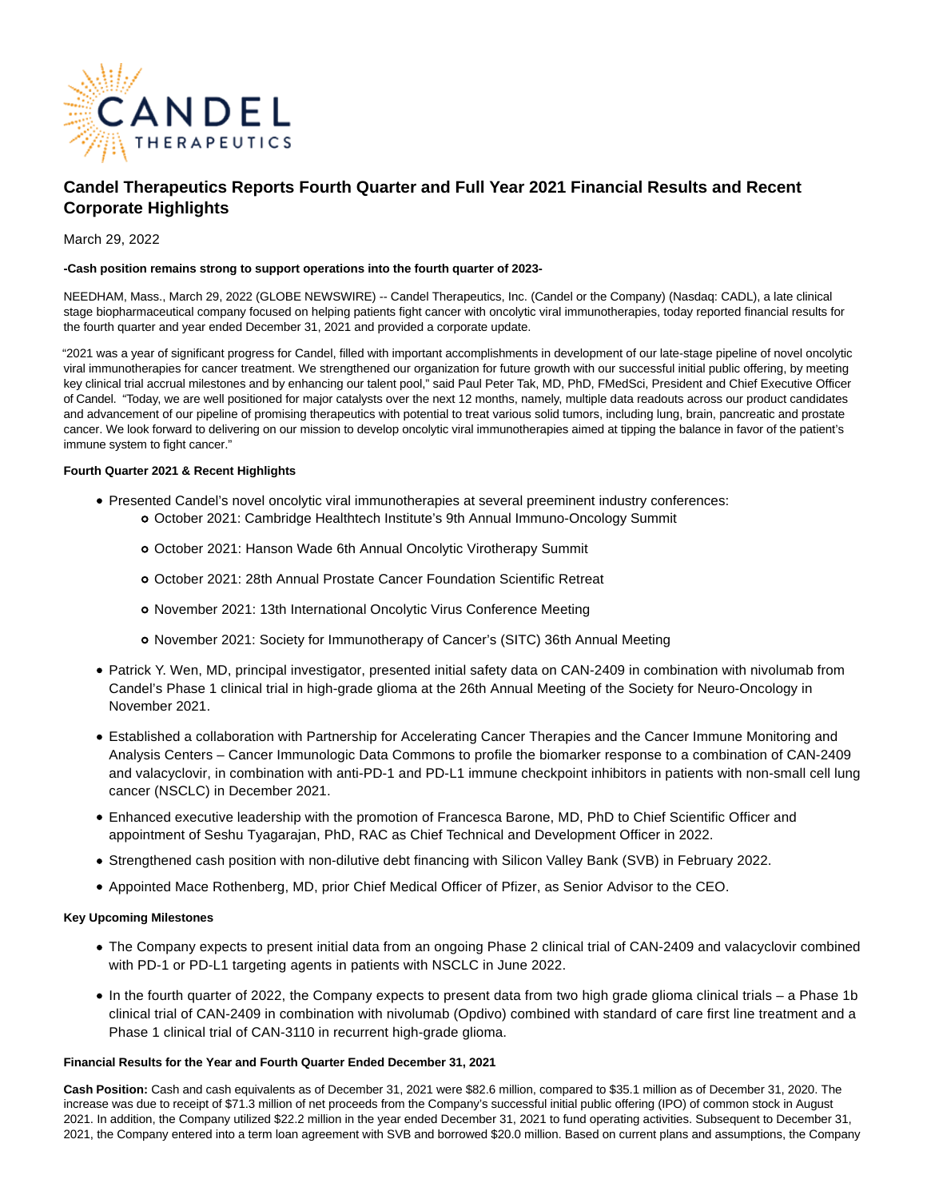CANDEL THERAPEUTICS

# Candel Therapeutics Reports Fourth Quarter and Full Year 2021 Financial Results and Recent Corporate Highlights

March 29, 2022

**-Cash position remains strong to support operations into the fourth quarter of 2023-**

NEEDHAM, Mass., March 29, 2022 (GLOBE NEWSWIRE) -- Candel Therapeutics, Inc. (Candel or the Company) (Nasdaq: CADL), a late clinical stage biopharmaceutical company focused on helping patients fight cancer with oncolytic viral immunotherapies, today reported financial results for the fourth quarter and year ended December 31, 2021 and provided a corporate update.

"2021 was a year of significant progress for Candel, filled with important accomplishments in development of our late-stage pipeline of novel oncolytic viral immunotherapies for cancer treatment. We strengthened our organization for future growth with our successful initial public offering, by meeting key clinical trial accrual milestones and by enhancing our talent pool," said Paul Peter Tak, MD, PhD, FMedSci, President and Chief Executive Officer of Candel. "Today, we are well positioned for major catalysts over the next 12 months, namely, multiple data readouts across our product candidates and advancement of our pipeline of promising therapeutics with potential to treat various solid tumors, including lung, brain, pancreatic and prostate cancer. We look forward to delivering on our mission to develop oncolytic viral immunotherapies aimed at tipping the balance in favor of the patient's immune system to fight cancer."

**Fourth Quarter 2021 & Recent Highlights**

- Presented Candel's novel oncolytic viral immunotherapies at several preeminent industry conferences:
  - October 2021: Cambridge Healthtech Institute's 9th Annual Immuno-Oncology Summit
  - October 2021: Hanson Wade 6th Annual Oncolytic Virotherapy Summit
  - October 2021: 28th Annual Prostate Cancer Foundation Scientific Retreat
  - November 2021: 13th International Oncolytic Virus Conference Meeting
  - November 2021: Society for Immunotherapy of Cancer's (SITC) 36th Annual Meeting
- Patrick Y. Wen, MD, principal investigator, presented initial safety data on CAN-2409 in combination with nivolumab from Candel's Phase 1 clinical trial in high-grade glioma at the 26th Annual Meeting of the Society for Neuro-Oncology in November 2021.
- Established a collaboration with Partnership for Accelerating Cancer Therapies and the Cancer Immune Monitoring and Analysis Centers – Cancer Immunologic Data Commons to profile the biomarker response to a combination of CAN-2409 and valacyclovir, in combination with anti-PD-1 and PD-L1 immune checkpoint inhibitors in patients with non-small cell lung cancer (NSCLC) in December 2021.
- Enhanced executive leadership with the promotion of Francesca Barone, MD, PhD to Chief Scientific Officer and appointment of Seshu Tyagarajan, PhD, RAC as Chief Technical and Development Officer in 2022.
- Strengthened cash position with non-dilutive debt financing with Silicon Valley Bank (SVB) in February 2022.
- Appointed Mace Rothenberg, MD, prior Chief Medical Officer of Pfizer, as Senior Advisor to the CEO.

**Key Upcoming Milestones**

- The Company expects to present initial data from an ongoing Phase 2 clinical trial of CAN-2409 and valacyclovir combined with PD-1 or PD-L1 targeting agents in patients with NSCLC in June 2022.
- In the fourth quarter of 2022, the Company expects to present data from two high grade glioma clinical trials – a Phase 1b clinical trial of CAN-2409 in combination with nivolumab (Opdivo) combined with standard of care first line treatment and a Phase 1 clinical trial of CAN-3110 in recurrent high-grade glioma.

**Financial Results for the Year and Fourth Quarter Ended December 31, 2021**

**Cash Position:** Cash and cash equivalents as of December 31, 2021 were $82.6 million, compared to $35.1 million as of December 31, 2020. The increase was due to receipt of $71.3 million of net proceeds from the Company's successful initial public offering (IPO) of common stock in August 2021. In addition, the Company utilized $22.2 million in the year ended December 31, 2021 to fund operating activities. Subsequent to December 31, 2021, the Company entered into a term loan agreement with SVB and borrowed $20.0 million. Based on current plans and assumptions, the Company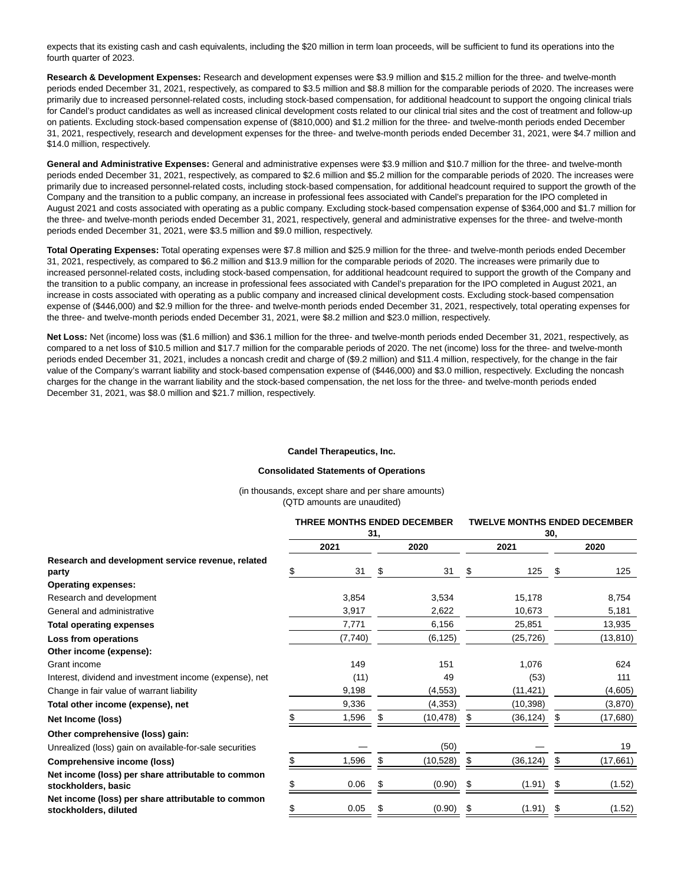expects that its existing cash and cash equivalents, including the $20 million in term loan proceeds, will be sufficient to fund its operations into the fourth quarter of 2023.

**Research & Development Expenses:** Research and development expenses were $3.9 million and $15.2 million for the three- and twelve-month periods ended December 31, 2021, respectively, as compared to $3.5 million and $8.8 million for the comparable periods of 2020. The increases were primarily due to increased personnel-related costs, including stock-based compensation, for additional headcount to support the ongoing clinical trials for Candel's product candidates as well as increased clinical development costs related to our clinical trial sites and the cost of treatment and follow-up on patients. Excluding stock-based compensation expense of ($810,000) and $1.2 million for the three- and twelve-month periods ended December 31, 2021, respectively, research and development expenses for the three- and twelve-month periods ended December 31, 2021, were $4.7 million and $14.0 million, respectively.

**General and Administrative Expenses:** General and administrative expenses were $3.9 million and $10.7 million for the three- and twelve-month periods ended December 31, 2021, respectively, as compared to $2.6 million and $5.2 million for the comparable periods of 2020. The increases were primarily due to increased personnel-related costs, including stock-based compensation, for additional headcount required to support the growth of the Company and the transition to a public company, an increase in professional fees associated with Candel's preparation for the IPO completed in August 2021 and costs associated with operating as a public company. Excluding stock-based compensation expense of $364,000 and $1.7 million for the three- and twelve-month periods ended December 31, 2021, respectively, general and administrative expenses for the three- and twelve-month periods ended December 31, 2021, were $3.5 million and $9.0 million, respectively.

**Total Operating Expenses:** Total operating expenses were $7.8 million and $25.9 million for the three- and twelve-month periods ended December 31, 2021, respectively, as compared to $6.2 million and $13.9 million for the comparable periods of 2020. The increases were primarily due to increased personnel-related costs, including stock-based compensation, for additional headcount required to support the growth of the Company and the transition to a public company, an increase in professional fees associated with Candel's preparation for the IPO completed in August 2021, an increase in costs associated with operating as a public company and increased clinical development costs. Excluding stock-based compensation expense of ($446,000) and $2.9 million for the three- and twelve-month periods ended December 31, 2021, respectively, total operating expenses for the three- and twelve-month periods ended December 31, 2021, were $8.2 million and $23.0 million, respectively.

**Net Loss:** Net (income) loss was ($1.6 million) and $36.1 million for the three- and twelve-month periods ended December 31, 2021, respectively, as compared to a net loss of $10.5 million and $17.7 million for the comparable periods of 2020. The net (income) loss for the three- and twelve-month periods ended December 31, 2021, includes a noncash credit and charge of ($9.2 million) and $11.4 million, respectively, for the change in the fair value of the Company's warrant liability and stock-based compensation expense of ($446,000) and $3.0 million, respectively. Excluding the noncash charges for the change in the warrant liability and the stock-based compensation, the net loss for the three- and twelve-month periods ended December 31, 2021, was $8.0 million and $21.7 million, respectively.

**Candel Therapeutics, Inc.**

**Consolidated Statements of Operations**

(in thousands, except share and per share amounts)
(QTD amounts are unaudited)

| | THREE MONTHS ENDED DECEMBER 31, | | TWELVE MONTHS ENDED DECEMBER 30, | |
|---|---|---|---|---|
| | 2021 | 2020 | 2021 | 2020 |
| **Research and development service revenue, related party** | $ 31 | $ 31 | $ 125 | $ 125 |
| **Operating expenses:** | | | | |
| Research and development | 3,854 | 3,534 | 15,178 | 8,754 |
| General and administrative | 3,917 | 2,622 | 10,673 | 5,181 |
| **Total operating expenses** | 7,771 | 6,156 | 25,851 | 13,935 |
| **Loss from operations** | (7,740) | (6,125) | (25,726) | (13,810) |
| **Other income (expense):** | | | | |
| Grant income | 149 | 151 | 1,076 | 624 |
| Interest, dividend and investment income (expense), net | (11) | 49 | (53) | 111 |
| Change in fair value of warrant liability | 9,198 | (4,553) | (11,421) | (4,605) |
| **Total other income (expense), net** | 9,336 | (4,353) | (10,398) | (3,870) |
| **Net Income (loss)** | $ 1,596 | $ (10,478) | $ (36,124) | $ (17,680) |
| **Other comprehensive (loss) gain:** | | | | |
| Unrealized (loss) gain on available-for-sale securities | — | (50) | — | 19 |
| **Comprehensive income (loss)** | $ 1,596 | $ (10,528) | $ (36,124) | $ (17,661) |
| **Net income (loss) per share attributable to common stockholders, basic** | $ 0.06 | $ (0.90) | $ (1.91) | $ (1.52) |
| **Net income (loss) per share attributable to common stockholders, diluted** | $ 0.05 | $ (0.90) | $ (1.91) | $ (1.52) |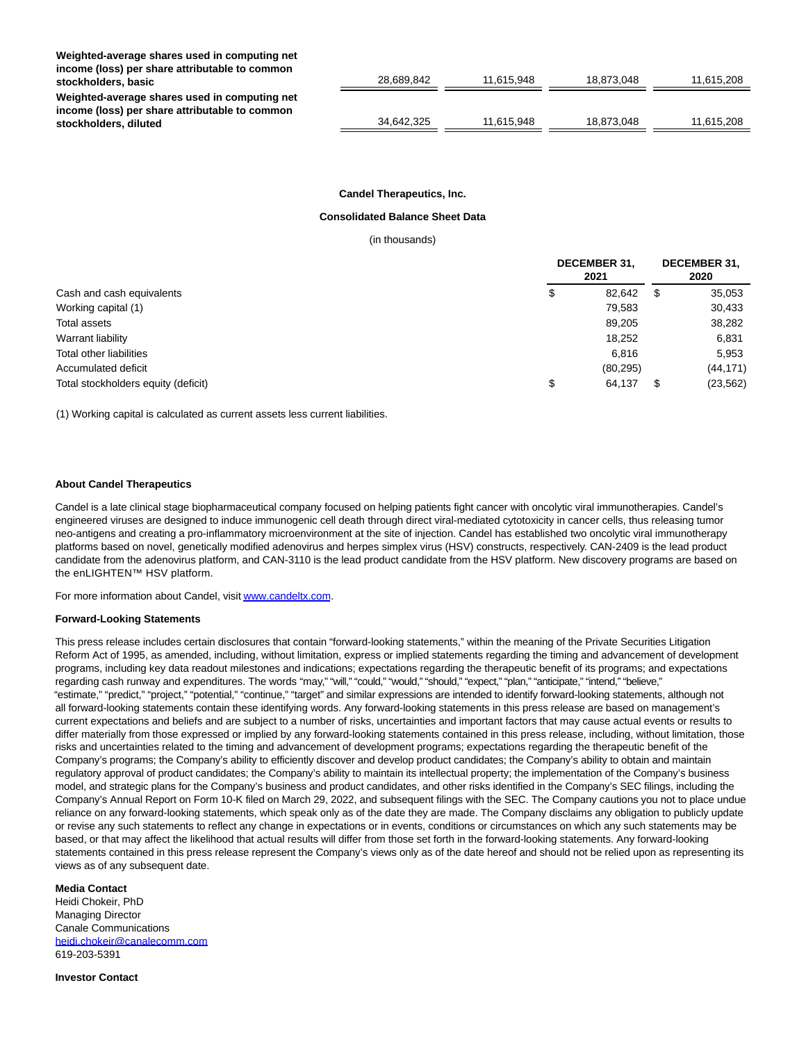| | | | | |
|---|---|---|---|---|
| **Weighted-average shares used in computing net income (loss) per share attributable to common stockholders, basic** | 28,689,842 | 11,615,948 | 18,873,048 | 11,615,208 |
| **Weighted-average shares used in computing net income (loss) per share attributable to common stockholders, diluted** | 34,642,325 | 11,615,948 | 18,873,048 | 11,615,208 |

**Candel Therapeutics, Inc.**

**Consolidated Balance Sheet Data**

(in thousands)

| | DECEMBER 31, 2021 | DECEMBER 31, 2020 |
|---|---|---|
| Cash and cash equivalents | $ 82,642 | $ 35,053 |
| Working capital (1) | 79,583 | 30,433 |
| Total assets | 89,205 | 38,282 |
| Warrant liability | 18,252 | 6,831 |
| Total other liabilities | 6,816 | 5,953 |
| Accumulated deficit | (80,295) | (44,171) |
| Total stockholders equity (deficit) | $ 64,137 | $ (23,562) |

(1) Working capital is calculated as current assets less current liabilities.

**About Candel Therapeutics**

Candel is a late clinical stage biopharmaceutical company focused on helping patients fight cancer with oncolytic viral immunotherapies. Candel's engineered viruses are designed to induce immunogenic cell death through direct viral-mediated cytotoxicity in cancer cells, thus releasing tumor neo-antigens and creating a pro-inflammatory microenvironment at the site of injection. Candel has established two oncolytic viral immunotherapy platforms based on novel, genetically modified adenovirus and herpes simplex virus (HSV) constructs, respectively. CAN-2409 is the lead product candidate from the adenovirus platform, and CAN-3110 is the lead product candidate from the HSV platform. New discovery programs are based on the enLIGHTEN™ HSV platform.

For more information about Candel, visit www.candeltx.com.

**Forward-Looking Statements**

This press release includes certain disclosures that contain "forward-looking statements," within the meaning of the Private Securities Litigation Reform Act of 1995, as amended, including, without limitation, express or implied statements regarding the timing and advancement of development programs, including key data readout milestones and indications; expectations regarding the therapeutic benefit of its programs; and expectations regarding cash runway and expenditures. The words "may," "will," "could," "would," "should," "expect," "plan," "anticipate," "intend," "believe," "estimate," "predict," "project," "potential," "continue," "target" and similar expressions are intended to identify forward-looking statements, although not all forward-looking statements contain these identifying words. Any forward-looking statements in this press release are based on management's current expectations and beliefs and are subject to a number of risks, uncertainties and important factors that may cause actual events or results to differ materially from those expressed or implied by any forward-looking statements contained in this press release, including, without limitation, those risks and uncertainties related to the timing and advancement of development programs; expectations regarding the therapeutic benefit of the Company's programs; the Company's ability to efficiently discover and develop product candidates; the Company's ability to obtain and maintain regulatory approval of product candidates; the Company's ability to maintain its intellectual property; the implementation of the Company's business model, and strategic plans for the Company's business and product candidates, and other risks identified in the Company's SEC filings, including the Company's Annual Report on Form 10-K filed on March 29, 2022, and subsequent filings with the SEC. The Company cautions you not to place undue reliance on any forward-looking statements, which speak only as of the date they are made. The Company disclaims any obligation to publicly update or revise any such statements to reflect any change in expectations or in events, conditions or circumstances on which any such statements may be based, or that may affect the likelihood that actual results will differ from those set forth in the forward-looking statements. Any forward-looking statements contained in this press release represent the Company's views only as of the date hereof and should not be relied upon as representing its views as of any subsequent date.

**Media Contact**
Heidi Chokeir, PhD
Managing Director
Canale Communications
heidi.chokeir@canalecomm.com
619-203-5391

**Investor Contact**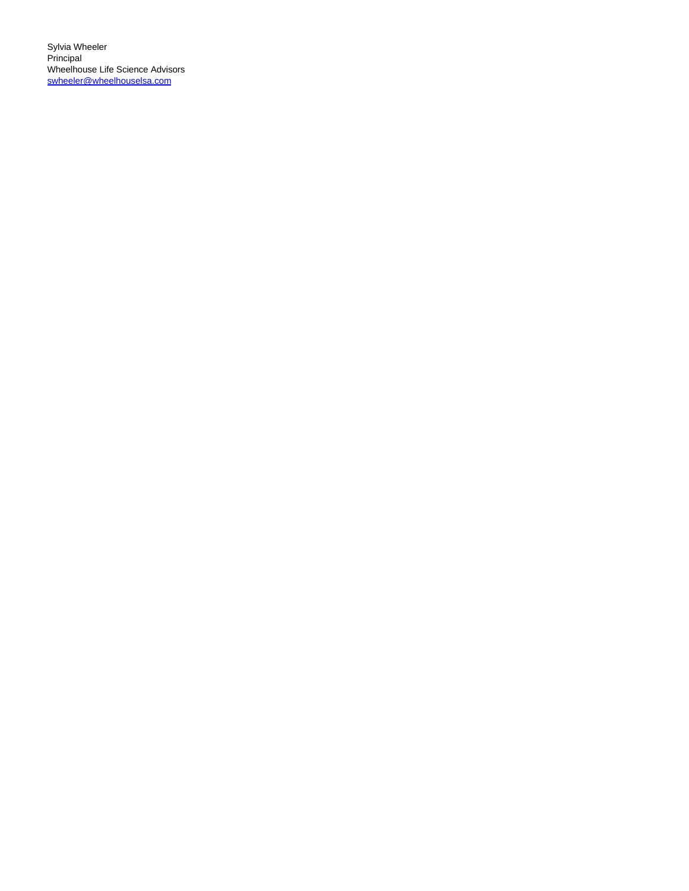Sylvia Wheeler
Principal
Wheelhouse Life Science Advisors
swheeler@wheelhouselsa.com